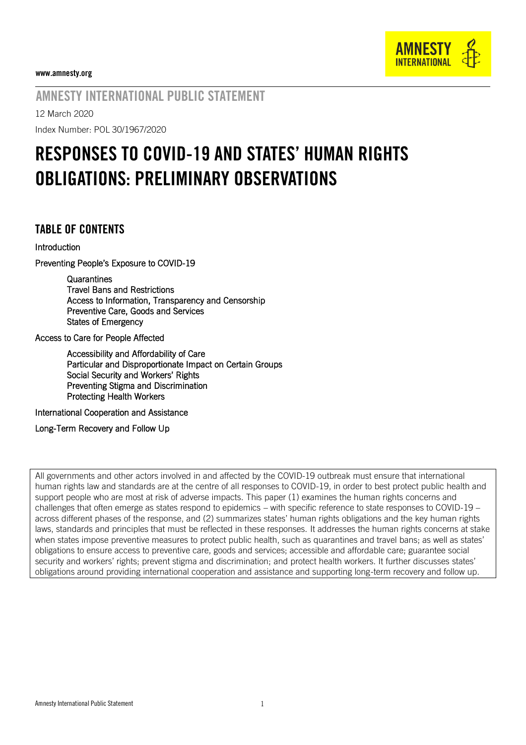www.amnesty.org

AMNESTY INTERNATIONAL

## AMNESTY INTERNATIONAL PUBLIC STATEMENT

12 March 2020

Index Number: POL 30/1967/2020

# RESPONSES TO COVID-19 AND STATES' HUMAN RIGHTS OBLIGATIONS: PRELIMINARY OBSERVATIONS

## TABLE OF CONTENTS

Introduction

Preventing People's Exposure to COVID-19

- Quarantines
- Travel Bans and Restrictions
- Access to Information, Transparency and Censorship
- Preventive Care, Goods and Services
- States of Emergency

Access to Care for People Affected

- Accessibility and Affordability of Care
- Particular and Disproportionate Impact on Certain Groups
- Social Security and Workers' Rights
- Preventing Stigma and Discrimination
- Protecting Health Workers

International Cooperation and Assistance

Long-Term Recovery and Follow Up

All governments and other actors involved in and affected by the COVID-19 outbreak must ensure that international human rights law and standards are at the centre of all responses to COVID-19, in order to best protect public health and support people who are most at risk of adverse impacts. This paper (1) examines the human rights concerns and challenges that often emerge as states respond to epidemics – with specific reference to state responses to COVID-19 – across different phases of the response, and (2) summarizes states' human rights obligations and the key human rights laws, standards and principles that must be reflected in these responses. It addresses the human rights concerns at stake when states impose preventive measures to protect public health, such as quarantines and travel bans; as well as states' obligations to ensure access to preventive care, goods and services; accessible and affordable care; guarantee social security and workers' rights; prevent stigma and discrimination; and protect health workers. It further discusses states' obligations around providing international cooperation and assistance and supporting long-term recovery and follow up.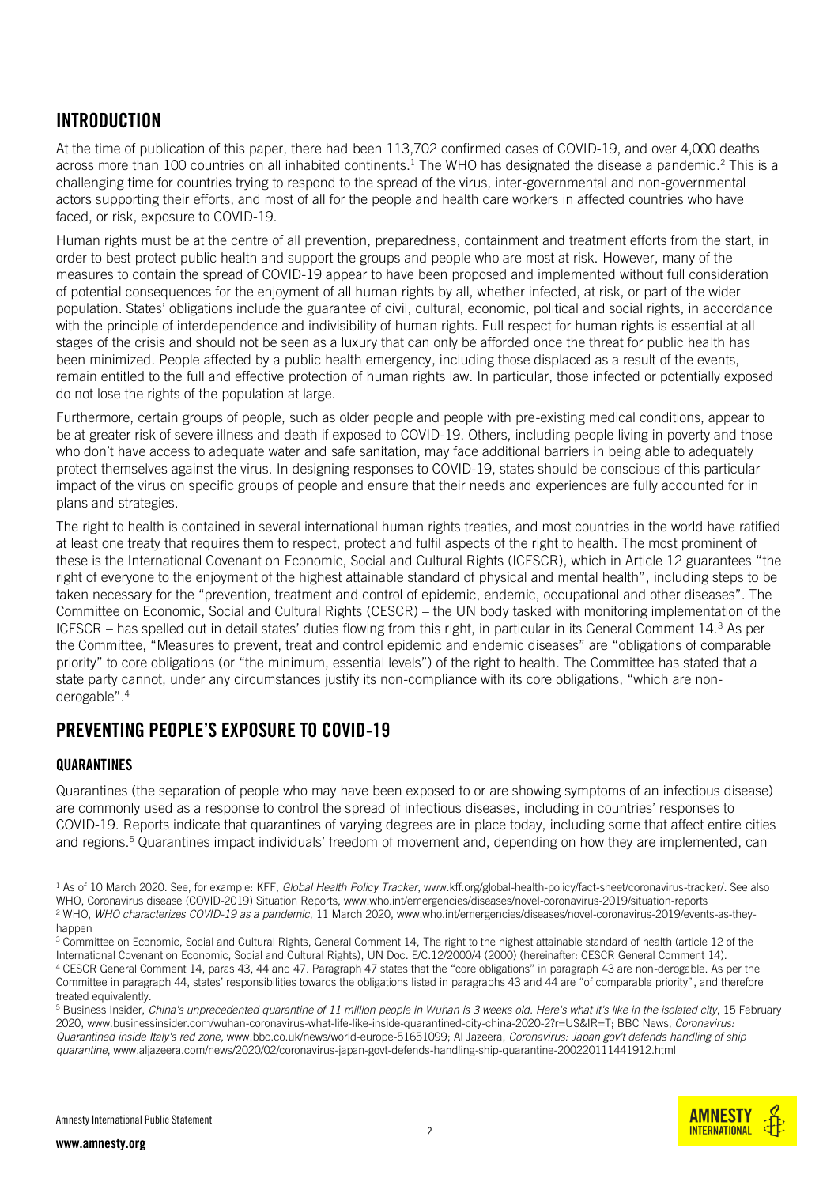## INTRODUCTION

At the time of publication of this paper, there had been 113,702 confirmed cases of COVID-19, and over 4,000 deaths across more than 100 countries on all inhabited continents.[1] The WHO has designated the disease a pandemic.[2] This is a challenging time for countries trying to respond to the spread of the virus, inter-governmental and non-governmental actors supporting their efforts, and most of all for the people and health care workers in affected countries who have faced, or risk, exposure to COVID-19.

Human rights must be at the centre of all prevention, preparedness, containment and treatment efforts from the start, in order to best protect public health and support the groups and people who are most at risk. However, many of the measures to contain the spread of COVID-19 appear to have been proposed and implemented without full consideration of potential consequences for the enjoyment of all human rights by all, whether infected, at risk, or part of the wider population. States' obligations include the guarantee of civil, cultural, economic, political and social rights, in accordance with the principle of interdependence and indivisibility of human rights. Full respect for human rights is essential at all stages of the crisis and should not be seen as a luxury that can only be afforded once the threat for public health has been minimized. People affected by a public health emergency, including those displaced as a result of the events, remain entitled to the full and effective protection of human rights law. In particular, those infected or potentially exposed do not lose the rights of the population at large.

Furthermore, certain groups of people, such as older people and people with pre-existing medical conditions, appear to be at greater risk of severe illness and death if exposed to COVID-19. Others, including people living in poverty and those who don't have access to adequate water and safe sanitation, may face additional barriers in being able to adequately protect themselves against the virus. In designing responses to COVID-19, states should be conscious of this particular impact of the virus on specific groups of people and ensure that their needs and experiences are fully accounted for in plans and strategies.

The right to health is contained in several international human rights treaties, and most countries in the world have ratified at least one treaty that requires them to respect, protect and fulfil aspects of the right to health. The most prominent of these is the International Covenant on Economic, Social and Cultural Rights (ICESCR), which in Article 12 guarantees "the right of everyone to the enjoyment of the highest attainable standard of physical and mental health", including steps to be taken necessary for the "prevention, treatment and control of epidemic, endemic, occupational and other diseases". The Committee on Economic, Social and Cultural Rights (CESCR) – the UN body tasked with monitoring implementation of the ICESCR – has spelled out in detail states' duties flowing from this right, in particular in its General Comment 14.[3] As per the Committee, "Measures to prevent, treat and control epidemic and endemic diseases" are "obligations of comparable priority" to core obligations (or "the minimum, essential levels") of the right to health. The Committee has stated that a state party cannot, under any circumstances justify its non-compliance with its core obligations, "which are non-derogable".[4]

## PREVENTING PEOPLE'S EXPOSURE TO COVID-19

### QUARANTINES

Quarantines (the separation of people who may have been exposed to or are showing symptoms of an infectious disease) are commonly used as a response to control the spread of infectious diseases, including in countries' responses to COVID-19. Reports indicate that quarantines of varying degrees are in place today, including some that affect entire cities and regions.[5] Quarantines impact individuals' freedom of movement and, depending on how they are implemented, can

---

[1] As of 10 March 2020. See, for example: KFF, *Global Health Policy Tracker*, www.kff.org/global-health-policy/fact-sheet/coronavirus-tracker/. See also WHO, Coronavirus disease (COVID-2019) Situation Reports, www.who.int/emergencies/diseases/novel-coronavirus-2019/situation-reports

[2] WHO, *WHO characterizes COVID-19 as a pandemic*, 11 March 2020, www.who.int/emergencies/diseases/novel-coronavirus-2019/events-as-they-happen

[3] Committee on Economic, Social and Cultural Rights, General Comment 14, The right to the highest attainable standard of health (article 12 of the International Covenant on Economic, Social and Cultural Rights), UN Doc. E/C.12/2000/4 (2000) (hereinafter: CESCR General Comment 14).

[4] CESCR General Comment 14, paras 43, 44 and 47. Paragraph 47 states that the "core obligations" in paragraph 43 are non-derogable. As per the Committee in paragraph 44, states' responsibilities towards the obligations listed in paragraphs 43 and 44 are "of comparable priority", and therefore treated equivalently.

[5] Business Insider, *China's unprecedented quarantine of 11 million people in Wuhan is 3 weeks old. Here's what it's like in the isolated city*, 15 February 2020, www.businessinsider.com/wuhan-coronavirus-what-life-like-inside-quarantined-city-china-2020-2?r=US&IR=T; BBC News, *Coronavirus: Quarantined inside Italy's red zone*, www.bbc.co.uk/news/world-europe-51651099; Al Jazeera, *Coronavirus: Japan gov't defends handling of ship quarantine*, www.aljazeera.com/news/2020/02/coronavirus-japan-govt-defends-handling-ship-quarantine-200220111441912.html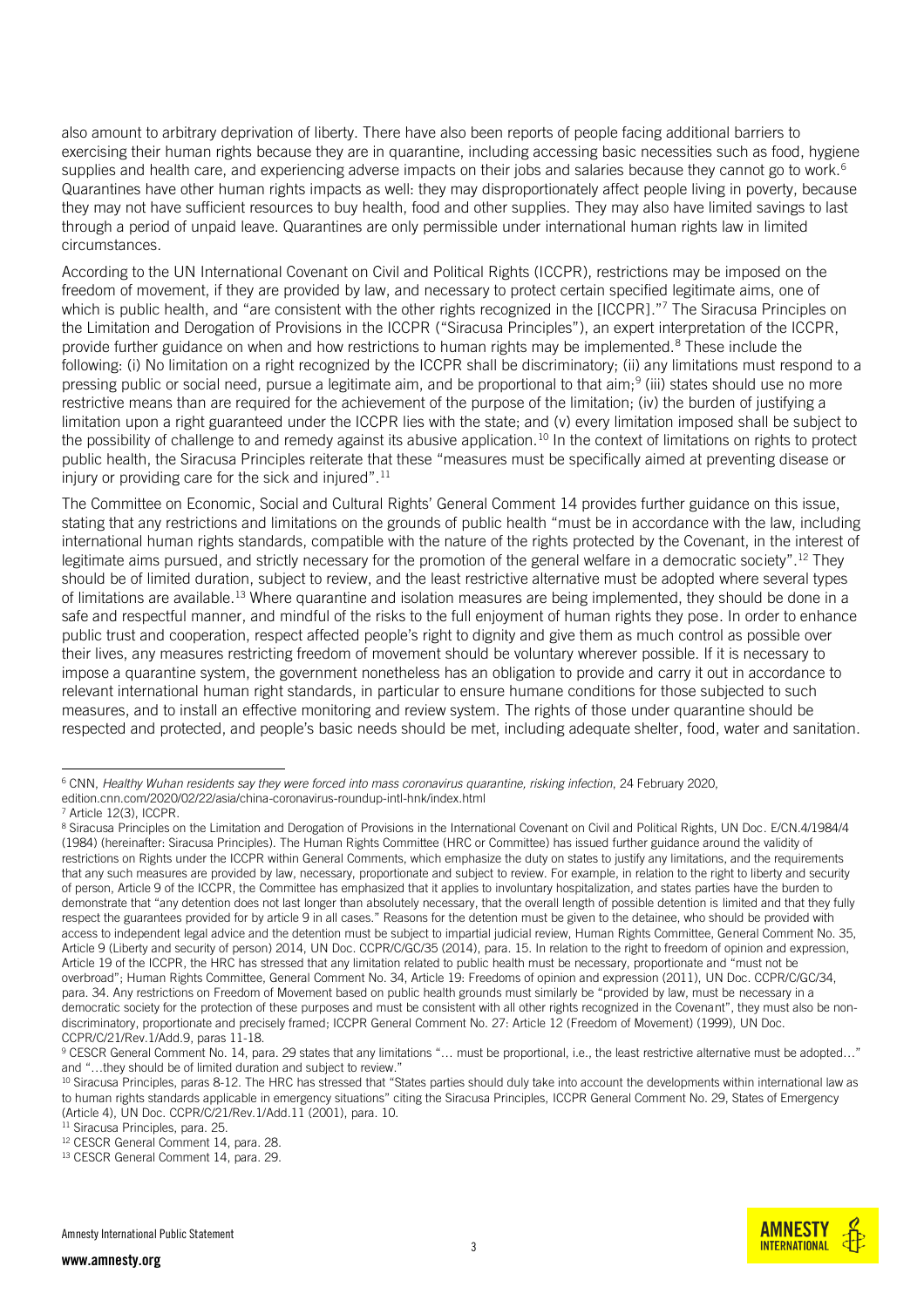also amount to arbitrary deprivation of liberty. There have also been reports of people facing additional barriers to exercising their human rights because they are in quarantine, including accessing basic necessities such as food, hygiene supplies and health care, and experiencing adverse impacts on their jobs and salaries because they cannot go to work.[6] Quarantines have other human rights impacts as well: they may disproportionately affect people living in poverty, because they may not have sufficient resources to buy health, food and other supplies. They may also have limited savings to last through a period of unpaid leave. Quarantines are only permissible under international human rights law in limited circumstances.

According to the UN International Covenant on Civil and Political Rights (ICCPR), restrictions may be imposed on the freedom of movement, if they are provided by law, and necessary to protect certain specified legitimate aims, one of which is public health, and "are consistent with the other rights recognized in the [ICCPR]."[7] The Siracusa Principles on the Limitation and Derogation of Provisions in the ICCPR ("Siracusa Principles"), an expert interpretation of the ICCPR, provide further guidance on when and how restrictions to human rights may be implemented.[8] These include the following: (i) No limitation on a right recognized by the ICCPR shall be discriminatory; (ii) any limitations must respond to a pressing public or social need, pursue a legitimate aim, and be proportional to that aim;[9] (iii) states should use no more restrictive means than are required for the achievement of the purpose of the limitation; (iv) the burden of justifying a limitation upon a right guaranteed under the ICCPR lies with the state; and (v) every limitation imposed shall be subject to the possibility of challenge to and remedy against its abusive application.[10] In the context of limitations on rights to protect public health, the Siracusa Principles reiterate that these "measures must be specifically aimed at preventing disease or injury or providing care for the sick and injured".[11]

The Committee on Economic, Social and Cultural Rights' General Comment 14 provides further guidance on this issue, stating that any restrictions and limitations on the grounds of public health "must be in accordance with the law, including international human rights standards, compatible with the nature of the rights protected by the Covenant, in the interest of legitimate aims pursued, and strictly necessary for the promotion of the general welfare in a democratic society".[12] They should be of limited duration, subject to review, and the least restrictive alternative must be adopted where several types of limitations are available.[13] Where quarantine and isolation measures are being implemented, they should be done in a safe and respectful manner, and mindful of the risks to the full enjoyment of human rights they pose. In order to enhance public trust and cooperation, respect affected people's right to dignity and give them as much control as possible over their lives, any measures restricting freedom of movement should be voluntary wherever possible. If it is necessary to impose a quarantine system, the government nonetheless has an obligation to provide and carry it out in accordance to relevant international human right standards, in particular to ensure humane conditions for those subjected to such measures, and to install an effective monitoring and review system. The rights of those under quarantine should be respected and protected, and people's basic needs should be met, including adequate shelter, food, water and sanitation.

---

[6] CNN, *Healthy Wuhan residents say they were forced into mass coronavirus quarantine, risking infection*, 24 February 2020, edition.cnn.com/2020/02/22/asia/china-coronavirus-roundup-intl-hnk/index.html

[7] Article 12(3), ICCPR.

[8] Siracusa Principles on the Limitation and Derogation of Provisions in the International Covenant on Civil and Political Rights, UN Doc. E/CN.4/1984/4 (1984) (hereinafter: Siracusa Principles). The Human Rights Committee (HRC or Committee) has issued further guidance around the validity of restrictions on Rights under the ICCPR within General Comments, which emphasize the duty on states to justify any limitations, and the requirements that any such measures are provided by law, necessary, proportionate and subject to review. For example, in relation to the right to liberty and security of person, Article 9 of the ICCPR, the Committee has emphasized that it applies to involuntary hospitalization, and states parties have the burden to demonstrate that "any detention does not last longer than absolutely necessary, that the overall length of possible detention is limited and that they fully respect the guarantees provided for by article 9 in all cases." Reasons for the detention must be given to the detainee, who should be provided with access to independent legal advice and the detention must be subject to impartial judicial review, Human Rights Committee, General Comment No. 35, Article 9 (Liberty and security of person) 2014, UN Doc. CCPR/C/GC/35 (2014), para. 15. In relation to the right to freedom of opinion and expression, Article 19 of the ICCPR, the HRC has stressed that any limitation related to public health must be necessary, proportionate and "must not be overbroad"; Human Rights Committee, General Comment No. 34, Article 19: Freedoms of opinion and expression (2011), UN Doc. CCPR/C/GC/34, para. 34. Any restrictions on Freedom of Movement based on public health grounds must similarly be "provided by law, must be necessary in a democratic society for the protection of these purposes and must be consistent with all other rights recognized in the Covenant", they must also be non-discriminatory, proportionate and precisely framed; ICCPR General Comment No. 27: Article 12 (Freedom of Movement) (1999), UN Doc. CCPR/C/21/Rev.1/Add.9, paras 11-18.

[9] CESCR General Comment No. 14, para. 29 states that any limitations "… must be proportional, i.e., the least restrictive alternative must be adopted…" and "…they should be of limited duration and subject to review."

[10] Siracusa Principles, paras 8-12. The HRC has stressed that "States parties should duly take into account the developments within international law as to human rights standards applicable in emergency situations" citing the Siracusa Principles, ICCPR General Comment No. 29, States of Emergency (Article 4), UN Doc. CCPR/C/21/Rev.1/Add.11 (2001), para. 10.

[11] Siracusa Principles, para. 25.

[12] CESCR General Comment 14, para. 28.

[13] CESCR General Comment 14, para. 29.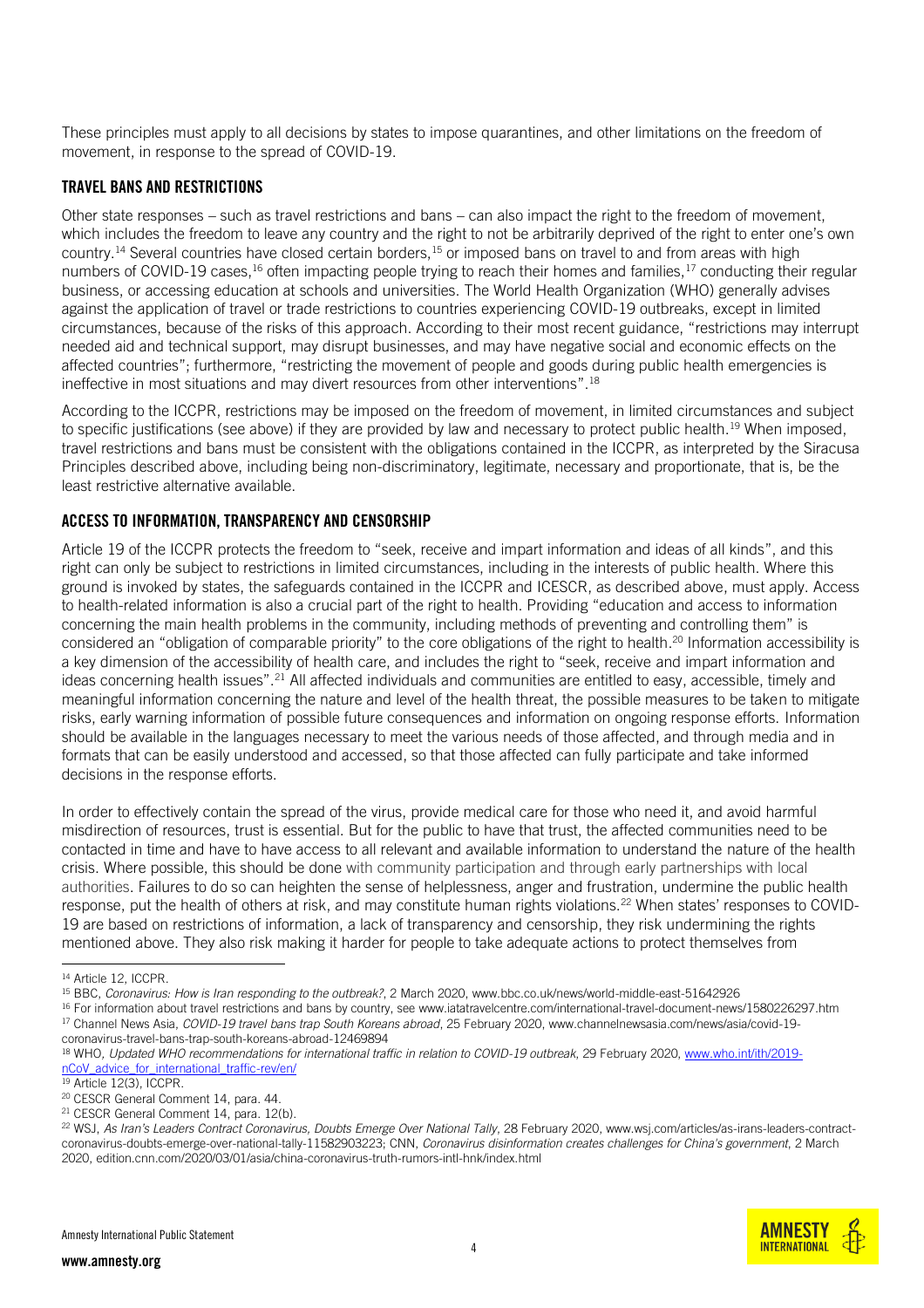These principles must apply to all decisions by states to impose quarantines, and other limitations on the freedom of movement, in response to the spread of COVID-19.

## TRAVEL BANS AND RESTRICTIONS

Other state responses – such as travel restrictions and bans – can also impact the right to the freedom of movement, which includes the freedom to leave any country and the right to not be arbitrarily deprived of the right to enter one's own country.[14] Several countries have closed certain borders,[15] or imposed bans on travel to and from areas with high numbers of COVID-19 cases,[16] often impacting people trying to reach their homes and families,[17] conducting their regular business, or accessing education at schools and universities. The World Health Organization (WHO) generally advises against the application of travel or trade restrictions to countries experiencing COVID-19 outbreaks, except in limited circumstances, because of the risks of this approach. According to their most recent guidance, "restrictions may interrupt needed aid and technical support, may disrupt businesses, and may have negative social and economic effects on the affected countries"; furthermore, "restricting the movement of people and goods during public health emergencies is ineffective in most situations and may divert resources from other interventions".[18]

According to the ICCPR, restrictions may be imposed on the freedom of movement, in limited circumstances and subject to specific justifications (see above) if they are provided by law and necessary to protect public health.[19] When imposed, travel restrictions and bans must be consistent with the obligations contained in the ICCPR, as interpreted by the Siracusa Principles described above, including being non-discriminatory, legitimate, necessary and proportionate, that is, be the least restrictive alternative available.

## ACCESS TO INFORMATION, TRANSPARENCY AND CENSORSHIP

Article 19 of the ICCPR protects the freedom to "seek, receive and impart information and ideas of all kinds", and this right can only be subject to restrictions in limited circumstances, including in the interests of public health. Where this ground is invoked by states, the safeguards contained in the ICCPR and ICESCR, as described above, must apply. Access to health-related information is also a crucial part of the right to health. Providing "education and access to information concerning the main health problems in the community, including methods of preventing and controlling them" is considered an "obligation of comparable priority" to the core obligations of the right to health.[20] Information accessibility is a key dimension of the accessibility of health care, and includes the right to "seek, receive and impart information and ideas concerning health issues".[21] All affected individuals and communities are entitled to easy, accessible, timely and meaningful information concerning the nature and level of the health threat, the possible measures to be taken to mitigate risks, early warning information of possible future consequences and information on ongoing response efforts. Information should be available in the languages necessary to meet the various needs of those affected, and through media and in formats that can be easily understood and accessed, so that those affected can fully participate and take informed decisions in the response efforts.

In order to effectively contain the spread of the virus, provide medical care for those who need it, and avoid harmful misdirection of resources, trust is essential. But for the public to have that trust, the affected communities need to be contacted in time and have to have access to all relevant and available information to understand the nature of the health crisis. Where possible, this should be done with community participation and through early partnerships with local authorities. Failures to do so can heighten the sense of helplessness, anger and frustration, undermine the public health response, put the health of others at risk, and may constitute human rights violations.[22] When states' responses to COVID-19 are based on restrictions of information, a lack of transparency and censorship, they risk undermining the rights mentioned above. They also risk making it harder for people to take adequate actions to protect themselves from

---

[14] Article 12, ICCPR.

[15] BBC, *Coronavirus: How is Iran responding to the outbreak?*, 2 March 2020, www.bbc.co.uk/news/world-middle-east-51642926

[16] For information about travel restrictions and bans by country, see www.iatatravelcentre.com/international-travel-document-news/1580226297.htm

[17] Channel News Asia, *COVID-19 travel bans trap South Koreans abroad*, 25 February 2020, www.channelnewsasia.com/news/asia/covid-19-coronavirus-travel-bans-trap-south-koreans-abroad-12469894

[18] WHO, *Updated WHO recommendations for international traffic in relation to COVID-19 outbreak*, 29 February 2020, www.who.int/ith/2019-nCoV_advice_for_international_traffic-rev/en/

[19] Article 12(3), ICCPR.

[20] CESCR General Comment 14, para. 44.

[21] CESCR General Comment 14, para. 12(b).

[22] WSJ, *As Iran's Leaders Contract Coronavirus, Doubts Emerge Over National Tally*, 28 February 2020, www.wsj.com/articles/as-irans-leaders-contract-coronavirus-doubts-emerge-over-national-tally-11582903223; CNN, *Coronavirus disinformation creates challenges for China's government*, 2 March 2020, edition.cnn.com/2020/03/01/asia/china-coronavirus-truth-rumors-intl-hnk/index.html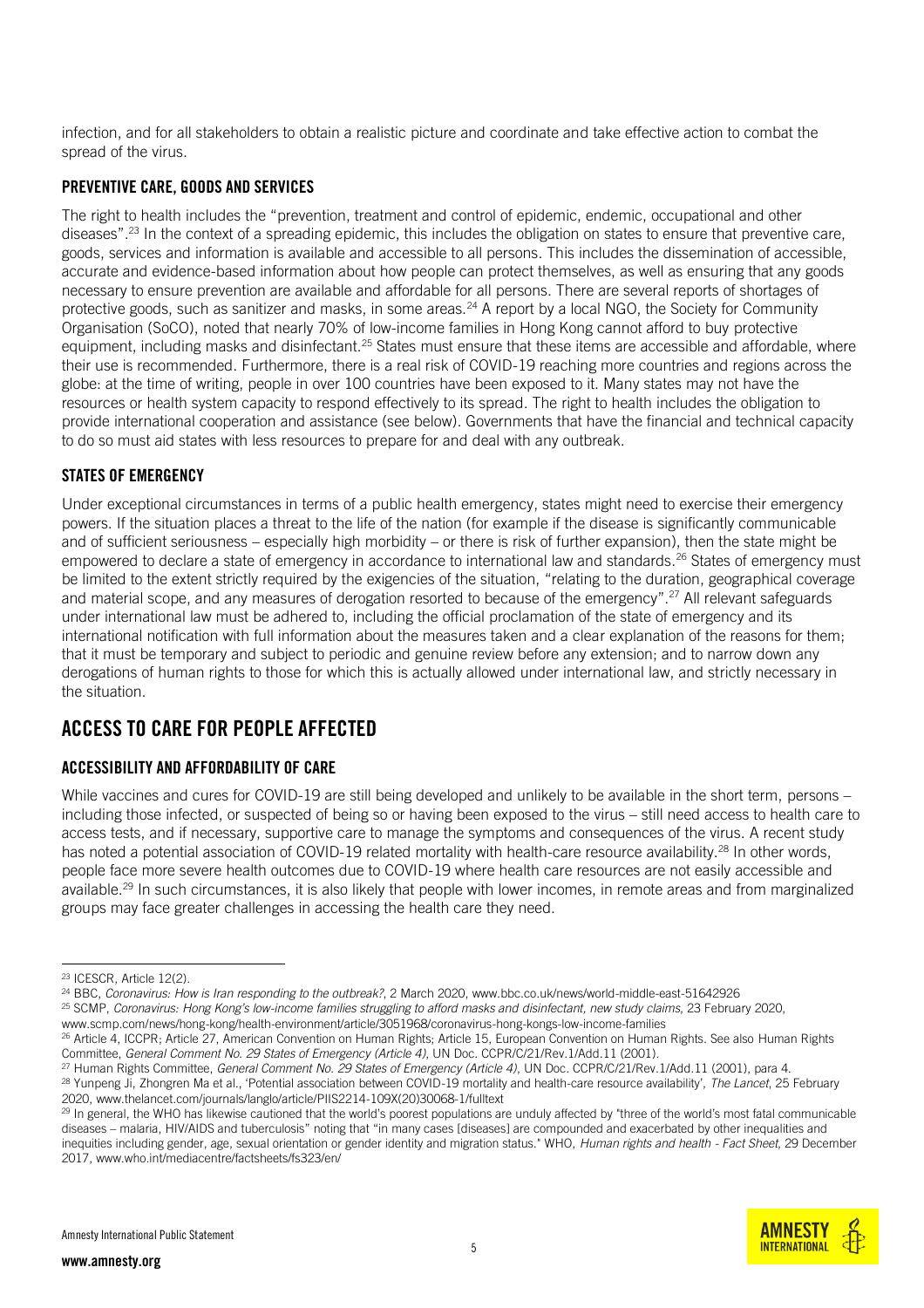infection, and for all stakeholders to obtain a realistic picture and coordinate and take effective action to combat the spread of the virus.

### PREVENTIVE CARE, GOODS AND SERVICES

The right to health includes the "prevention, treatment and control of epidemic, endemic, occupational and other diseases".[23] In the context of a spreading epidemic, this includes the obligation on states to ensure that preventive care, goods, services and information is available and accessible to all persons. This includes the dissemination of accessible, accurate and evidence-based information about how people can protect themselves, as well as ensuring that any goods necessary to ensure prevention are available and affordable for all persons. There are several reports of shortages of protective goods, such as sanitizer and masks, in some areas.[24] A report by a local NGO, the Society for Community Organisation (SoCO), noted that nearly 70% of low-income families in Hong Kong cannot afford to buy protective equipment, including masks and disinfectant.[25] States must ensure that these items are accessible and affordable, where their use is recommended. Furthermore, there is a real risk of COVID-19 reaching more countries and regions across the globe: at the time of writing, people in over 100 countries have been exposed to it. Many states may not have the resources or health system capacity to respond effectively to its spread. The right to health includes the obligation to provide international cooperation and assistance (see below). Governments that have the financial and technical capacity to do so must aid states with less resources to prepare for and deal with any outbreak.

### STATES OF EMERGENCY

Under exceptional circumstances in terms of a public health emergency, states might need to exercise their emergency powers. If the situation places a threat to the life of the nation (for example if the disease is significantly communicable and of sufficient seriousness – especially high morbidity – or there is risk of further expansion), then the state might be empowered to declare a state of emergency in accordance to international law and standards.[26] States of emergency must be limited to the extent strictly required by the exigencies of the situation, "relating to the duration, geographical coverage and material scope, and any measures of derogation resorted to because of the emergency".[27] All relevant safeguards under international law must be adhered to, including the official proclamation of the state of emergency and its international notification with full information about the measures taken and a clear explanation of the reasons for them; that it must be temporary and subject to periodic and genuine review before any extension; and to narrow down any derogations of human rights to those for which this is actually allowed under international law, and strictly necessary in the situation.

## ACCESS TO CARE FOR PEOPLE AFFECTED

### ACCESSIBILITY AND AFFORDABILITY OF CARE

While vaccines and cures for COVID-19 are still being developed and unlikely to be available in the short term, persons – including those infected, or suspected of being so or having been exposed to the virus – still need access to health care to access tests, and if necessary, supportive care to manage the symptoms and consequences of the virus. A recent study has noted a potential association of COVID-19 related mortality with health-care resource availability.[28] In other words, people face more severe health outcomes due to COVID-19 where health care resources are not easily accessible and available.[29] In such circumstances, it is also likely that people with lower incomes, in remote areas and from marginalized groups may face greater challenges in accessing the health care they need.

---

[23] ICESCR, Article 12(2).

[24] BBC, *Coronavirus: How is Iran responding to the outbreak?*, 2 March 2020, www.bbc.co.uk/news/world-middle-east-51642926

[25] SCMP, *Coronavirus: Hong Kong's low-income families struggling to afford masks and disinfectant, new study claims*, 23 February 2020, www.scmp.com/news/hong-kong/health-environment/article/3051968/coronavirus-hong-kongs-low-income-families

[26] Article 4, ICCPR; Article 27, American Convention on Human Rights; Article 15, European Convention on Human Rights. See also Human Rights Committee, *General Comment No. 29 States of Emergency (Article 4)*, UN Doc. CCPR/C/21/Rev.1/Add.11 (2001).

[27] Human Rights Committee, *General Comment No. 29 States of Emergency (Article 4)*, UN Doc. CCPR/C/21/Rev.1/Add.11 (2001), para 4.

[28] Yunpeng Ji, Zhongren Ma et al., 'Potential association between COVID-19 mortality and health-care resource availability', *The Lancet*, 25 February 2020, www.thelancet.com/journals/langlo/article/PIIS2214-109X(20)30068-1/fulltext

[29] In general, the WHO has likewise cautioned that the world's poorest populations are unduly affected by "three of the world's most fatal communicable diseases – malaria, HIV/AIDS and tuberculosis" noting that "in many cases [diseases] are compounded and exacerbated by other inequalities and inequities including gender, age, sexual orientation or gender identity and migration status." WHO, *Human rights and health - Fact Sheet*, 29 December 2017, www.who.int/mediacentre/factsheets/fs323/en/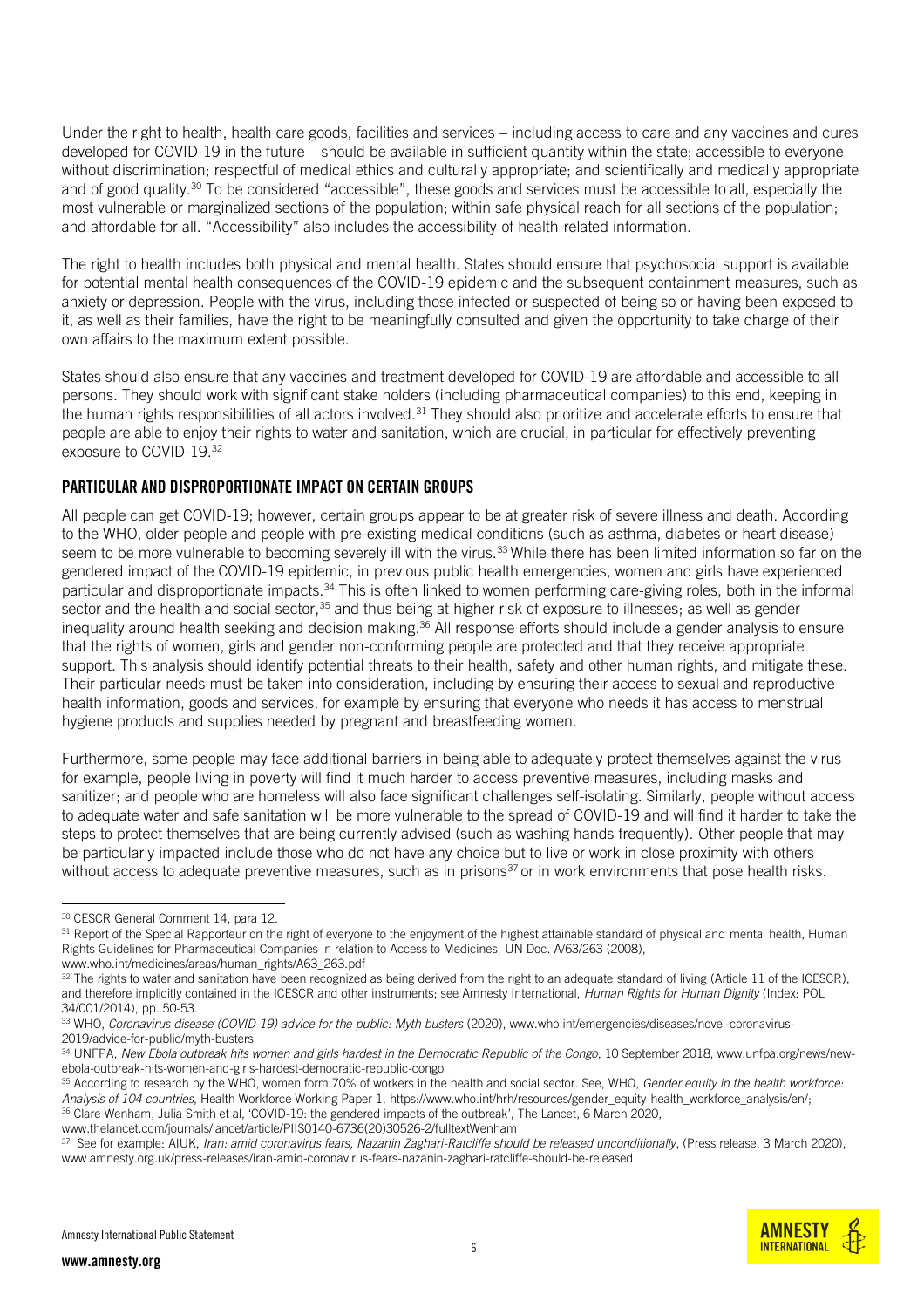Under the right to health, health care goods, facilities and services – including access to care and any vaccines and cures developed for COVID-19 in the future – should be available in sufficient quantity within the state; accessible to everyone without discrimination; respectful of medical ethics and culturally appropriate; and scientifically and medically appropriate and of good quality.[30] To be considered "accessible", these goods and services must be accessible to all, especially the most vulnerable or marginalized sections of the population; within safe physical reach for all sections of the population; and affordable for all. "Accessibility" also includes the accessibility of health-related information.

The right to health includes both physical and mental health. States should ensure that psychosocial support is available for potential mental health consequences of the COVID-19 epidemic and the subsequent containment measures, such as anxiety or depression. People with the virus, including those infected or suspected of being so or having been exposed to it, as well as their families, have the right to be meaningfully consulted and given the opportunity to take charge of their own affairs to the maximum extent possible.

States should also ensure that any vaccines and treatment developed for COVID-19 are affordable and accessible to all persons. They should work with significant stake holders (including pharmaceutical companies) to this end, keeping in the human rights responsibilities of all actors involved.[31] They should also prioritize and accelerate efforts to ensure that people are able to enjoy their rights to water and sanitation, which are crucial, in particular for effectively preventing exposure to COVID-19.[32]

## PARTICULAR AND DISPROPORTIONATE IMPACT ON CERTAIN GROUPS

All people can get COVID-19; however, certain groups appear to be at greater risk of severe illness and death. According to the WHO, older people and people with pre-existing medical conditions (such as asthma, diabetes or heart disease) seem to be more vulnerable to becoming severely ill with the virus.[33] While there has been limited information so far on the gendered impact of the COVID-19 epidemic, in previous public health emergencies, women and girls have experienced particular and disproportionate impacts.[34] This is often linked to women performing care-giving roles, both in the informal sector and the health and social sector,[35] and thus being at higher risk of exposure to illnesses; as well as gender inequality around health seeking and decision making.[36] All response efforts should include a gender analysis to ensure that the rights of women, girls and gender non-conforming people are protected and that they receive appropriate support. This analysis should identify potential threats to their health, safety and other human rights, and mitigate these. Their particular needs must be taken into consideration, including by ensuring their access to sexual and reproductive health information, goods and services, for example by ensuring that everyone who needs it has access to menstrual hygiene products and supplies needed by pregnant and breastfeeding women.

Furthermore, some people may face additional barriers in being able to adequately protect themselves against the virus – for example, people living in poverty will find it much harder to access preventive measures, including masks and sanitizer; and people who are homeless will also face significant challenges self-isolating. Similarly, people without access to adequate water and safe sanitation will be more vulnerable to the spread of COVID-19 and will find it harder to take the steps to protect themselves that are being currently advised (such as washing hands frequently). Other people that may be particularly impacted include those who do not have any choice but to live or work in close proximity with others without access to adequate preventive measures, such as in prisons[37] or in work environments that pose health risks.

---

[30] CESCR General Comment 14, para 12.

[31] Report of the Special Rapporteur on the right of everyone to the enjoyment of the highest attainable standard of physical and mental health, Human Rights Guidelines for Pharmaceutical Companies in relation to Access to Medicines, UN Doc. A/63/263 (2008), www.who.int/medicines/areas/human_rights/A63_263.pdf

[32] The rights to water and sanitation have been recognized as being derived from the right to an adequate standard of living (Article 11 of the ICESCR), and therefore implicitly contained in the ICESCR and other instruments; see Amnesty International, *Human Rights for Human Dignity* (Index: POL 34/001/2014), pp. 50-53.

[33] WHO, *Coronavirus disease (COVID-19) advice for the public: Myth busters* (2020), www.who.int/emergencies/diseases/novel-coronavirus-2019/advice-for-public/myth-busters

[34] UNFPA, *New Ebola outbreak hits women and girls hardest in the Democratic Republic of the Congo*, 10 September 2018, www.unfpa.org/news/new-ebola-outbreak-hits-women-and-girls-hardest-democratic-republic-congo

[35] According to research by the WHO, women form 70% of workers in the health and social sector. See, WHO, *Gender equity in the health workforce: Analysis of 104 countries*, Health Workforce Working Paper 1, https://www.who.int/hrh/resources/gender_equity-health_workforce_analysis/en/;

[36] Clare Wenham, Julia Smith et al, 'COVID-19: the gendered impacts of the outbreak', The Lancet, 6 March 2020, www.thelancet.com/journals/lancet/article/PIIS0140-6736(20)30526-2/fulltextWenham

[37] See for example: AIUK, *Iran: amid coronavirus fears, Nazanin Zaghari-Ratcliffe should be released unconditionally*, (Press release, 3 March 2020), www.amnesty.org.uk/press-releases/iran-amid-coronavirus-fears-nazanin-zaghari-ratcliffe-should-be-released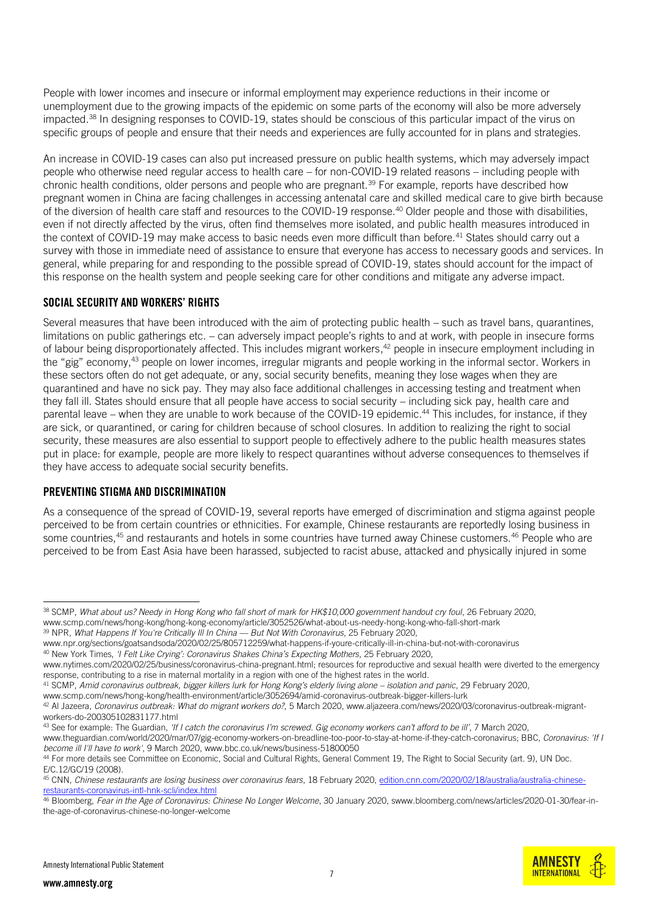People with lower incomes and insecure or informal employment may experience reductions in their income or unemployment due to the growing impacts of the epidemic on some parts of the economy will also be more adversely impacted.[38] In designing responses to COVID-19, states should be conscious of this particular impact of the virus on specific groups of people and ensure that their needs and experiences are fully accounted for in plans and strategies.

An increase in COVID-19 cases can also put increased pressure on public health systems, which may adversely impact people who otherwise need regular access to health care – for non-COVID-19 related reasons – including people with chronic health conditions, older persons and people who are pregnant.[39] For example, reports have described how pregnant women in China are facing challenges in accessing antenatal care and skilled medical care to give birth because of the diversion of health care staff and resources to the COVID-19 response.[40] Older people and those with disabilities, even if not directly affected by the virus, often find themselves more isolated, and public health measures introduced in the context of COVID-19 may make access to basic needs even more difficult than before.[41] States should carry out a survey with those in immediate need of assistance to ensure that everyone has access to necessary goods and services. In general, while preparing for and responding to the possible spread of COVID-19, states should account for the impact of this response on the health system and people seeking care for other conditions and mitigate any adverse impact.

## SOCIAL SECURITY AND WORKERS' RIGHTS

Several measures that have been introduced with the aim of protecting public health – such as travel bans, quarantines, limitations on public gatherings etc. – can adversely impact people's rights to and at work, with people in insecure forms of labour being disproportionately affected. This includes migrant workers,[42] people in insecure employment including in the "gig" economy,[43] people on lower incomes, irregular migrants and people working in the informal sector. Workers in these sectors often do not get adequate, or any, social security benefits, meaning they lose wages when they are quarantined and have no sick pay. They may also face additional challenges in accessing testing and treatment when they fall ill. States should ensure that all people have access to social security – including sick pay, health care and parental leave – when they are unable to work because of the COVID-19 epidemic.[44] This includes, for instance, if they are sick, or quarantined, or caring for children because of school closures. In addition to realizing the right to social security, these measures are also essential to support people to effectively adhere to the public health measures states put in place: for example, people are more likely to respect quarantines without adverse consequences to themselves if they have access to adequate social security benefits.

## PREVENTING STIGMA AND DISCRIMINATION

As a consequence of the spread of COVID-19, several reports have emerged of discrimination and stigma against people perceived to be from certain countries or ethnicities. For example, Chinese restaurants are reportedly losing business in some countries,[45] and restaurants and hotels in some countries have turned away Chinese customers.[46] People who are perceived to be from East Asia have been harassed, subjected to racist abuse, attacked and physically injured in some

---

[38] SCMP, *What about us? Needy in Hong Kong who fall short of mark for HK$10,000 government handout cry foul*, 26 February 2020, www.scmp.com/news/hong-kong/hong-kong-economy/article/3052526/what-about-us-needy-hong-kong-who-fall-short-mark

[39] NPR, *What Happens If You're Critically Ill In China — But Not With Coronavirus*, 25 February 2020, www.npr.org/sections/goatsandsoda/2020/02/25/805712259/what-happens-if-youre-critically-ill-in-china-but-not-with-coronavirus

[40] New York Times, *'I Felt Like Crying': Coronavirus Shakes China's Expecting Mothers*, 25 February 2020, www.nytimes.com/2020/02/25/business/coronavirus-china-pregnant.html; resources for reproductive and sexual health were diverted to the emergency response, contributing to a rise in maternal mortality in a region with one of the highest rates in the world.

[41] SCMP, *Amid coronavirus outbreak, bigger killers lurk for Hong Kong's elderly living alone – isolation and panic*, 29 February 2020, www.scmp.com/news/hong-kong/health-environment/article/3052694/amid-coronavirus-outbreak-bigger-killers-lurk

[42] Al Jazeera, *Coronavirus outbreak: What do migrant workers do?*, 5 March 2020, www.aljazeera.com/news/2020/03/coronavirus-outbreak-migrant-workers-do-200305102831177.html

[43] See for example: The Guardian, *'If I catch the coronavirus I'm screwed. Gig economy workers can't afford to be ill'*, 7 March 2020, www.theguardian.com/world/2020/mar/07/gig-economy-workers-on-breadline-too-poor-to-stay-at-home-if-they-catch-coronavirus; BBC, *Coronavirus: 'If I become ill I'll have to work'*, 9 March 2020, www.bbc.co.uk/news/business-51800050

[44] For more details see Committee on Economic, Social and Cultural Rights, General Comment 19, The Right to Social Security (art. 9), UN Doc. E/C.12/GC/19 (2008).

[45] CNN, *Chinese restaurants are losing business over coronavirus fears*, 18 February 2020, edition.cnn.com/2020/02/18/australia/australia-chinese-restaurants-coronavirus-intl-hnk-scli/index.html

[46] Bloomberg, *Fear in the Age of Coronavirus: Chinese No Longer Welcome*, 30 January 2020, swww.bloomberg.com/news/articles/2020-01-30/fear-in-the-age-of-coronavirus-chinese-no-longer-welcome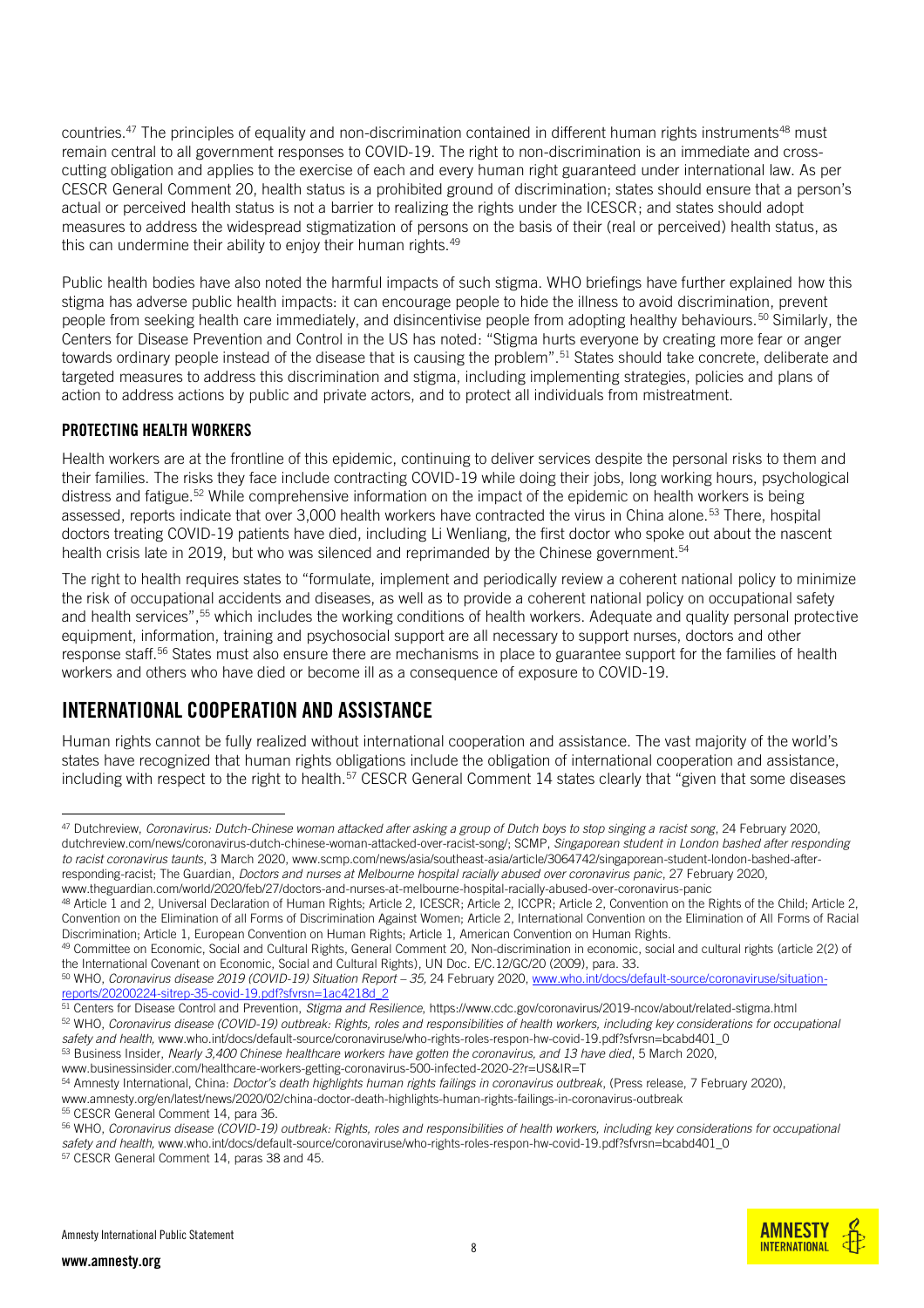countries.[47] The principles of equality and non-discrimination contained in different human rights instruments[48] must remain central to all government responses to COVID-19. The right to non-discrimination is an immediate and cross-cutting obligation and applies to the exercise of each and every human right guaranteed under international law. As per CESCR General Comment 20, health status is a prohibited ground of discrimination; states should ensure that a person's actual or perceived health status is not a barrier to realizing the rights under the ICESCR; and states should adopt measures to address the widespread stigmatization of persons on the basis of their (real or perceived) health status, as this can undermine their ability to enjoy their human rights.[49]

Public health bodies have also noted the harmful impacts of such stigma. WHO briefings have further explained how this stigma has adverse public health impacts: it can encourage people to hide the illness to avoid discrimination, prevent people from seeking health care immediately, and disincentivise people from adopting healthy behaviours.[50] Similarly, the Centers for Disease Prevention and Control in the US has noted: "Stigma hurts everyone by creating more fear or anger towards ordinary people instead of the disease that is causing the problem".[51] States should take concrete, deliberate and targeted measures to address this discrimination and stigma, including implementing strategies, policies and plans of action to address actions by public and private actors, and to protect all individuals from mistreatment.

### PROTECTING HEALTH WORKERS

Health workers are at the frontline of this epidemic, continuing to deliver services despite the personal risks to them and their families. The risks they face include contracting COVID-19 while doing their jobs, long working hours, psychological distress and fatigue.[52] While comprehensive information on the impact of the epidemic on health workers is being assessed, reports indicate that over 3,000 health workers have contracted the virus in China alone.[53] There, hospital doctors treating COVID-19 patients have died, including Li Wenliang, the first doctor who spoke out about the nascent health crisis late in 2019, but who was silenced and reprimanded by the Chinese government.[54]

The right to health requires states to "formulate, implement and periodically review a coherent national policy to minimize the risk of occupational accidents and diseases, as well as to provide a coherent national policy on occupational safety and health services",[55] which includes the working conditions of health workers. Adequate and quality personal protective equipment, information, training and psychosocial support are all necessary to support nurses, doctors and other response staff.[56] States must also ensure there are mechanisms in place to guarantee support for the families of health workers and others who have died or become ill as a consequence of exposure to COVID-19.

## INTERNATIONAL COOPERATION AND ASSISTANCE

Human rights cannot be fully realized without international cooperation and assistance. The vast majority of the world's states have recognized that human rights obligations include the obligation of international cooperation and assistance, including with respect to the right to health.[57] CESCR General Comment 14 states clearly that "given that some diseases

---

[47] Dutchreview, *Coronavirus: Dutch-Chinese woman attacked after asking a group of Dutch boys to stop singing a racist song*, 24 February 2020, dutchreview.com/news/coronavirus-dutch-chinese-woman-attacked-over-racist-song/; SCMP, *Singaporean student in London bashed after responding to racist coronavirus taunts*, 3 March 2020, www.scmp.com/news/asia/southeast-asia/article/3064742/singaporean-student-london-bashed-after-responding-racist; The Guardian, *Doctors and nurses at Melbourne hospital racially abused over coronavirus panic*, 27 February 2020, www.theguardian.com/world/2020/feb/27/doctors-and-nurses-at-melbourne-hospital-racially-abused-over-coronavirus-panic

[48] Article 1 and 2, Universal Declaration of Human Rights; Article 2, ICESCR; Article 2, ICCPR; Article 2, Convention on the Rights of the Child; Article 2, Convention on the Elimination of all Forms of Discrimination Against Women; Article 2, International Convention on the Elimination of All Forms of Racial Discrimination; Article 1, European Convention on Human Rights; Article 1, American Convention on Human Rights.

[49] Committee on Economic, Social and Cultural Rights, General Comment 20, Non-discrimination in economic, social and cultural rights (article 2(2) of the International Covenant on Economic, Social and Cultural Rights), UN Doc. E/C.12/GC/20 (2009), para. 33.

[50] WHO, *Coronavirus disease 2019 (COVID-19) Situation Report – 35*, 24 February 2020, www.who.int/docs/default-source/coronaviruse/situation-reports/20200224-sitrep-35-covid-19.pdf?sfvrsn=1ac4218d_2

[51] Centers for Disease Control and Prevention, *Stigma and Resilience*, https://www.cdc.gov/coronavirus/2019-ncov/about/related-stigma.html

[52] WHO, *Coronavirus disease (COVID-19) outbreak: Rights, roles and responsibilities of health workers, including key considerations for occupational safety and health*, www.who.int/docs/default-source/coronaviruse/who-rights-roles-respon-hw-covid-19.pdf?sfvrsn=bcabd401_0

[53] Business Insider, *Nearly 3,400 Chinese healthcare workers have gotten the coronavirus, and 13 have died*, 5 March 2020, www.businessinsider.com/healthcare-workers-getting-coronavirus-500-infected-2020-2?r=US&IR=T

[54] Amnesty International, China: *Doctor's death highlights human rights failings in coronavirus outbreak*, (Press release, 7 February 2020), www.amnesty.org/en/latest/news/2020/02/china-doctor-death-highlights-human-rights-failings-in-coronavirus-outbreak

[55] CESCR General Comment 14, para 36.

[56] WHO, *Coronavirus disease (COVID-19) outbreak: Rights, roles and responsibilities of health workers, including key considerations for occupational safety and health*, www.who.int/docs/default-source/coronaviruse/who-rights-roles-respon-hw-covid-19.pdf?sfvrsn=bcabd401_0

[57] CESCR General Comment 14, paras 38 and 45.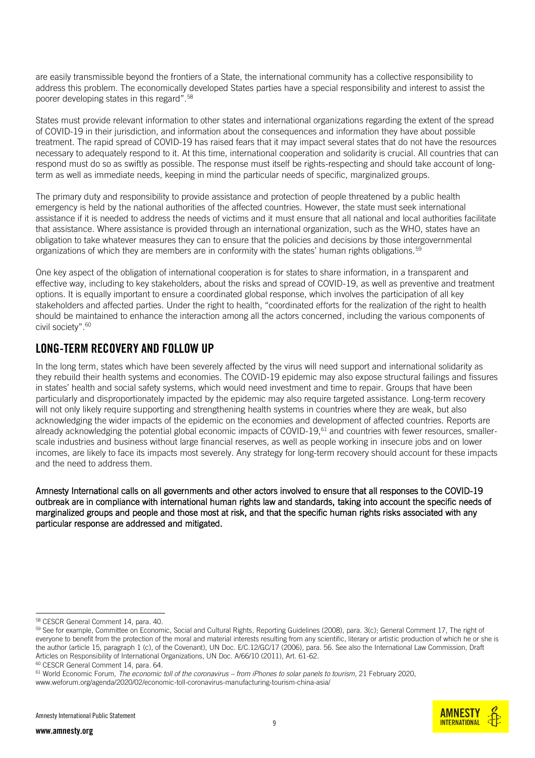are easily transmissible beyond the frontiers of a State, the international community has a collective responsibility to address this problem. The economically developed States parties have a special responsibility and interest to assist the poorer developing states in this regard".[58]

States must provide relevant information to other states and international organizations regarding the extent of the spread of COVID-19 in their jurisdiction, and information about the consequences and information they have about possible treatment. The rapid spread of COVID-19 has raised fears that it may impact several states that do not have the resources necessary to adequately respond to it. At this time, international cooperation and solidarity is crucial. All countries that can respond must do so as swiftly as possible. The response must itself be rights-respecting and should take account of long-term as well as immediate needs, keeping in mind the particular needs of specific, marginalized groups.

The primary duty and responsibility to provide assistance and protection of people threatened by a public health emergency is held by the national authorities of the affected countries. However, the state must seek international assistance if it is needed to address the needs of victims and it must ensure that all national and local authorities facilitate that assistance. Where assistance is provided through an international organization, such as the WHO, states have an obligation to take whatever measures they can to ensure that the policies and decisions by those intergovernmental organizations of which they are members are in conformity with the states' human rights obligations.[59]

One key aspect of the obligation of international cooperation is for states to share information, in a transparent and effective way, including to key stakeholders, about the risks and spread of COVID-19, as well as preventive and treatment options. It is equally important to ensure a coordinated global response, which involves the participation of all key stakeholders and affected parties. Under the right to health, "coordinated efforts for the realization of the right to health should be maintained to enhance the interaction among all the actors concerned, including the various components of civil society".[60]

## LONG-TERM RECOVERY AND FOLLOW UP

In the long term, states which have been severely affected by the virus will need support and international solidarity as they rebuild their health systems and economies. The COVID-19 epidemic may also expose structural failings and fissures in states' health and social safety systems, which would need investment and time to repair. Groups that have been particularly and disproportionately impacted by the epidemic may also require targeted assistance. Long-term recovery will not only likely require supporting and strengthening health systems in countries where they are weak, but also acknowledging the wider impacts of the epidemic on the economies and development of affected countries. Reports are already acknowledging the potential global economic impacts of COVID-19,[61] and countries with fewer resources, smaller-scale industries and business without large financial reserves, as well as people working in insecure jobs and on lower incomes, are likely to face its impacts most severely. Any strategy for long-term recovery should account for these impacts and the need to address them.

**Amnesty International calls on all governments and other actors involved to ensure that all responses to the COVID-19 outbreak are in compliance with international human rights law and standards, taking into account the specific needs of marginalized groups and people and those most at risk, and that the specific human rights risks associated with any particular response are addressed and mitigated.**

---

[58] CESCR General Comment 14, para. 40.

[59] See for example, Committee on Economic, Social and Cultural Rights, Reporting Guidelines (2008), para. 3(c); General Comment 17, The right of everyone to benefit from the protection of the moral and material interests resulting from any scientific, literary or artistic production of which he or she is the author (article 15, paragraph 1 (c), of the Covenant), UN Doc. E/C.12/GC/17 (2006), para. 56. See also the International Law Commission, Draft Articles on Responsibility of International Organizations, UN Doc. A/66/10 (2011), Art. 61-62.

[60] CESCR General Comment 14, para. 64.

[61] World Economic Forum, *The economic toll of the coronavirus – from iPhones to solar panels to tourism*, 21 February 2020, www.weforum.org/agenda/2020/02/economic-toll-coronavirus-manufacturing-tourism-china-asia/